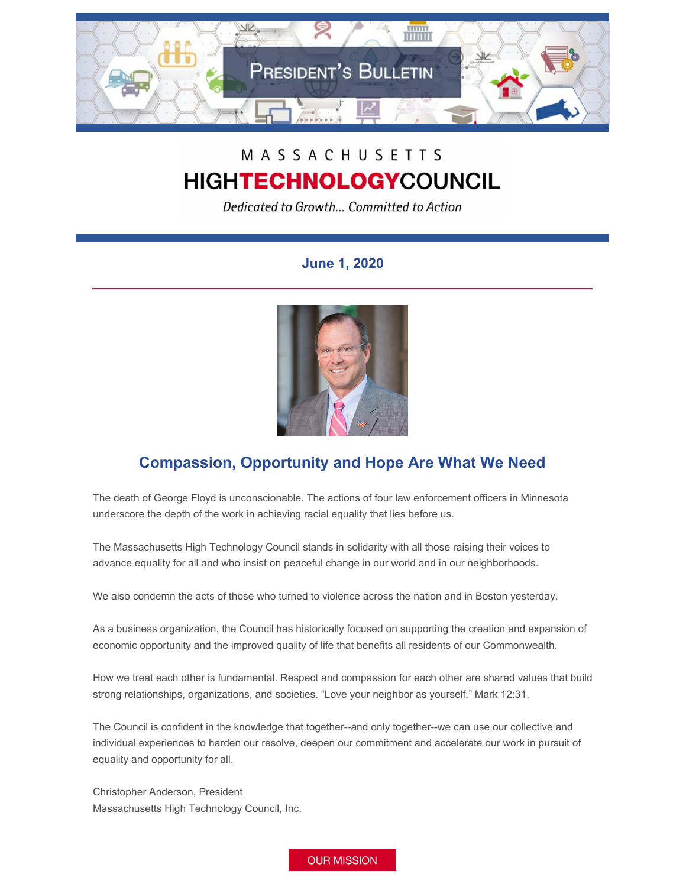# President's Bulletin

MASSACHUSETTS
**HIGHTECHNOLOGYCOUNCIL**
*Dedicated to Growth... Committed to Action*

**June 1, 2020**

## Compassion, Opportunity and Hope Are What We Need

The death of George Floyd is unconscionable. The actions of four law enforcement officers in Minnesota underscore the depth of the work in achieving racial equality that lies before us.

The Massachusetts High Technology Council stands in solidarity with all those raising their voices to advance equality for all and who insist on peaceful change in our world and in our neighborhoods.

We also condemn the acts of those who turned to violence across the nation and in Boston yesterday.

As a business organization, the Council has historically focused on supporting the creation and expansion of economic opportunity and the improved quality of life that benefits all residents of our Commonwealth.

How we treat each other is fundamental. Respect and compassion for each other are shared values that build strong relationships, organizations, and societies. "Love your neighbor as yourself." Mark 12:31.

The Council is confident in the knowledge that together--and only together--we can use our collective and individual experiences to harden our resolve, deepen our commitment and accelerate our work in pursuit of equality and opportunity for all.

Christopher Anderson, President
Massachusetts High Technology Council, Inc.

OUR MISSION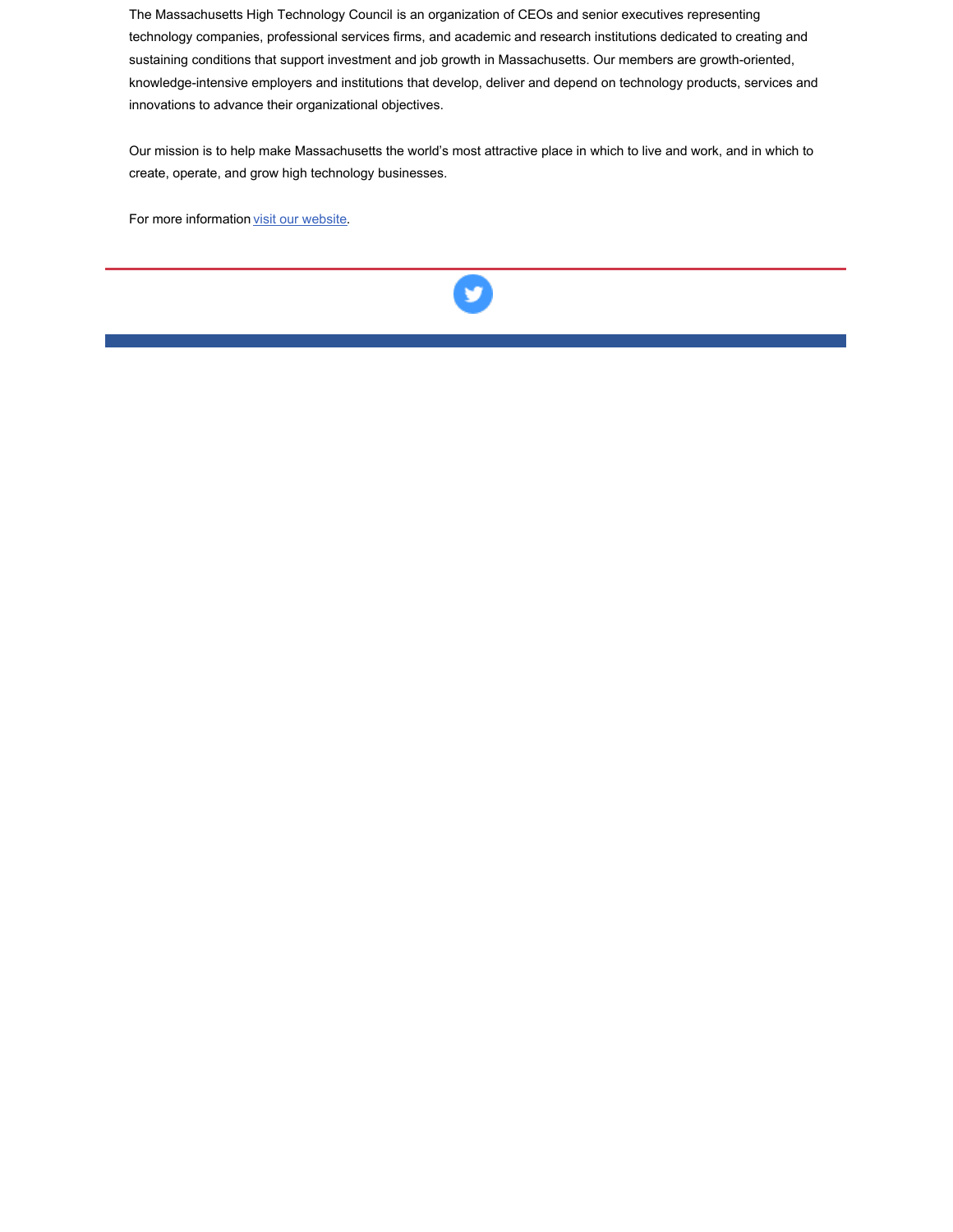The Massachusetts High Technology Council is an organization of CEOs and senior executives representing technology companies, professional services firms, and academic and research institutions dedicated to creating and sustaining conditions that support investment and job growth in Massachusetts. Our members are growth-oriented, knowledge-intensive employers and institutions that develop, deliver and depend on technology products, services and innovations to advance their organizational objectives.

Our mission is to help make Massachusetts the world's most attractive place in which to live and work, and in which to create, operate, and grow high technology businesses.

For more information visit our website.